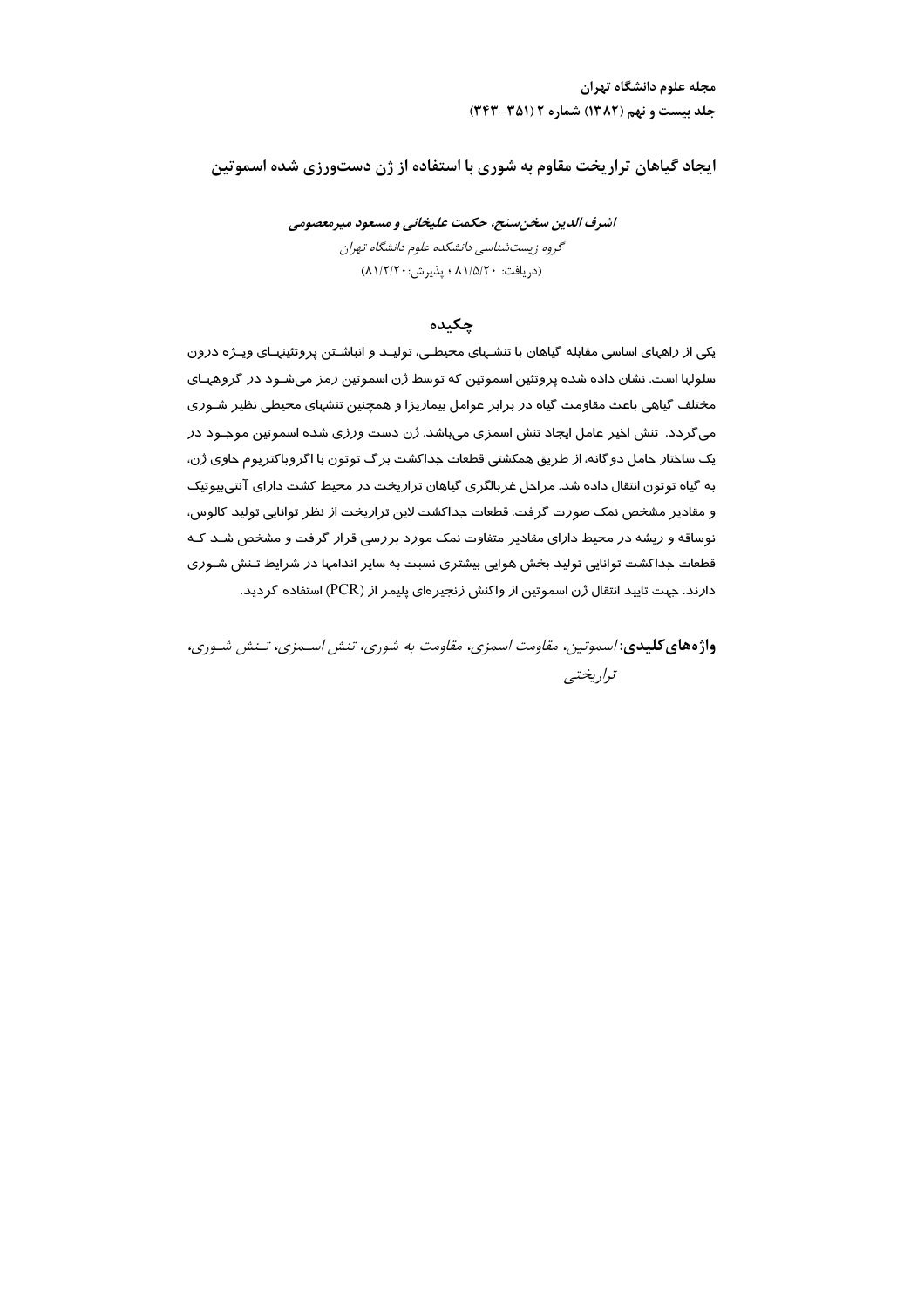# ایجاد گیاهان تراریخت مقاوم به شوری با استفاده از ژن دست‌ورزی شده اسموتین

***اشرف الدین سخن‌سنج، حکمت علیخانی و مسعود میرمعصومی***

*گروه زیست‌شناسی دانشکده علوم دانشگاه تهران*

(دریافت: ۸۱/۵/۲۰ ؛ پذیرش: ۸۱/۲/۲۰)

## چکیده

یکی از راههای اساسی مقابله گیاهان با تنشهای محیطی، تولید و انباشتن پروتئینهای ویژه درون سلولها است. نشان داده شده پروتئین اسموتین که توسط ژن اسموتین رمز می‌شود در گروههای مختلف گیاهی باعث مقاومت گیاه در برابر عوامل بیماریزا و همچنین تنشهای محیطی نظیر شوری می‌گردد. تنش اخیر عامل ایجاد تنش اسمزی می‌باشد. ژن دست ورزی شده اسموتین موجود در یک ساختار حامل دوگانه، از طریق همکشتی قطعات جداکشت برگ توتون با اگروباکتریوم حاوی ژن، به گیاه توتون انتقال داده شد. مراحل غربالگری گیاهان تراریخت در محیط کشت دارای آنتی‌بیوتیک و مقادیر مشخص نمک صورت گرفت. قطعات جداکشت لاین تراریخت از نظر توانایی تولید کالوس، نوساقه و ریشه در محیط دارای مقادیر متفاوت نمک مورد بررسی قرار گرفت و مشخص شد که قطعات جداکشت توانایی تولید بخش هوایی بیشتری نسبت به سایر اندامها در شرایط تنش شوری دارند. جهت تایید انتقال ژن اسموتین از واکنش زنجیره‌ای پلیمر از (PCR) استفاده گردید.

**واژه‌های کلیدی:** *اسموتین، مقاومت اسمزی، مقاومت به شوری، تنش اسمزی، تنش شوری، تراریختی*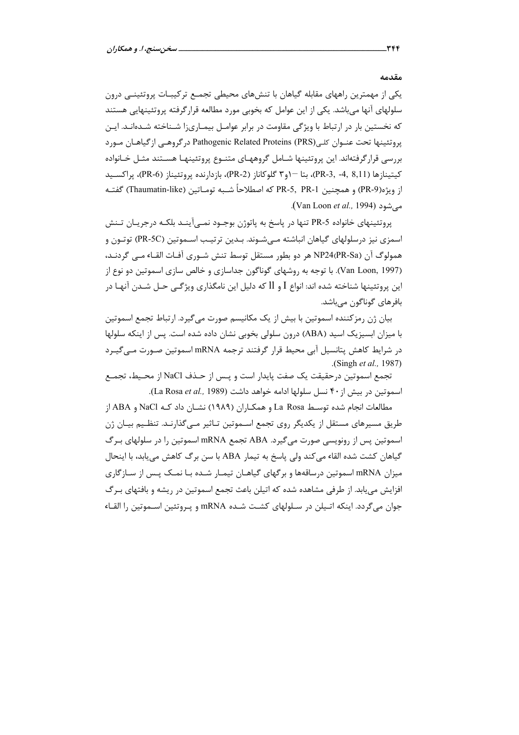## مقدمه

یکی از مهمترین راههای مقابله گیاهان با تنش‌های محیطی تجمع ترکیبات پروتئینی درون سلولهای آنها می‌باشد. یکی از این عوامل که بخوبی مورد مطالعه قرارگرفته پروتئینهایی هستند که نخستین بار در ارتباط با ویژگی مقاومت در برابر عوامل بیماری‌زا شناخته شده‌اند. این پروتئینها تحت عنوان کلی(PRS) Pathogenic Related Proteins درگروهی ازگیاهان مورد بررسی قرارگرفته‌اند. این پروتئینها شامل گروههای متنوع پروتئینها هستند مثل خانواده کیتینازها (PR-3, -4, 8,11)، بتا –۱و۳ گلوکاناز (PR-2)، بازدارنده پروتئیناز (PR-6)، پراکسید از ویژه(PR-9) و همچنین PR-5, PR-1 که اصطلاحاً شبه توماتین (Thaumatin-like) گفته می‌شود (Van Loon *et al.,* 1994).

پروتئینهای خانواده PR-5 تنها در پاسخ به پاتوژن بوجود نمی‌آیند بلکه درجریان تنش اسمزی نیز درسلولهای گیاهان انباشته می‌شوند. بدین ترتیب اسموتین (PR-5C) توتون و همولوگ آن NP24(PR-Sa) هر دو بطور مستقل توسط تنش شوری آفات القاء می گردند، (Van Loon, 1997). با توجه به روشهای گوناگون جداسازی و خالص سازی اسموتین دو نوع از این پروتئینها شناخته شده اند: انواع I و II که دلیل این نامگذاری ویژگی حل شدن آنها در بافرهای گوناگون می‌باشد.

بیان ژن رمزکننده اسموتین با بیش از یک مکانیسم صورت می‌گیرد. ارتباط تجمع اسموتین با میزان ابسیزیک اسید (ABA) درون سلولی بخوبی نشان داده شده است. پس از اینکه سلولها در شرایط کاهش پتانسیل آبی محیط قرار گرفتند ترجمه mRNA اسموتین صورت می‌گیرد (Singh *et al.,* 1987).

تجمع اسموتین درحقیقت یک صفت پایدار است و پس از حذف NaCl از محیط، تجمع اسموتین در بیش از ۴۰ نسل سلولها ادامه خواهد داشت (La Rosa *et al.,* 1989).

مطالعات انجام شده توسط La Rosa و همکاران (۱۹۸۹) نشان داد که NaCl و ABA از طریق مسیرهای مستقل از یکدیگر روی تجمع اسموتین تاثیر می‌گذارند. تنظیم بیان ژن اسموتین پس از رونویسی صورت می‌گیرد. ABA تجمع mRNA اسموتین را در سلولهای برگ گیاهان کشت شده القاء می‌کند ولی پاسخ به تیمار ABA با سن برگ کاهش می‌یابد، با اینحال میزان mRNA اسموتین درساقه‌ها و برگهای گیاهان تیمار شده با نمک پس از سازگاری افزایش می‌یابد. از طرفی مشاهده شده که اتیلن باعث تجمع اسموتین در ریشه و بافتهای برگ جوان می‌گردد. اینکه اتیلن در سلولهای کشت شده mRNA و پروتئین اسموتین را القاء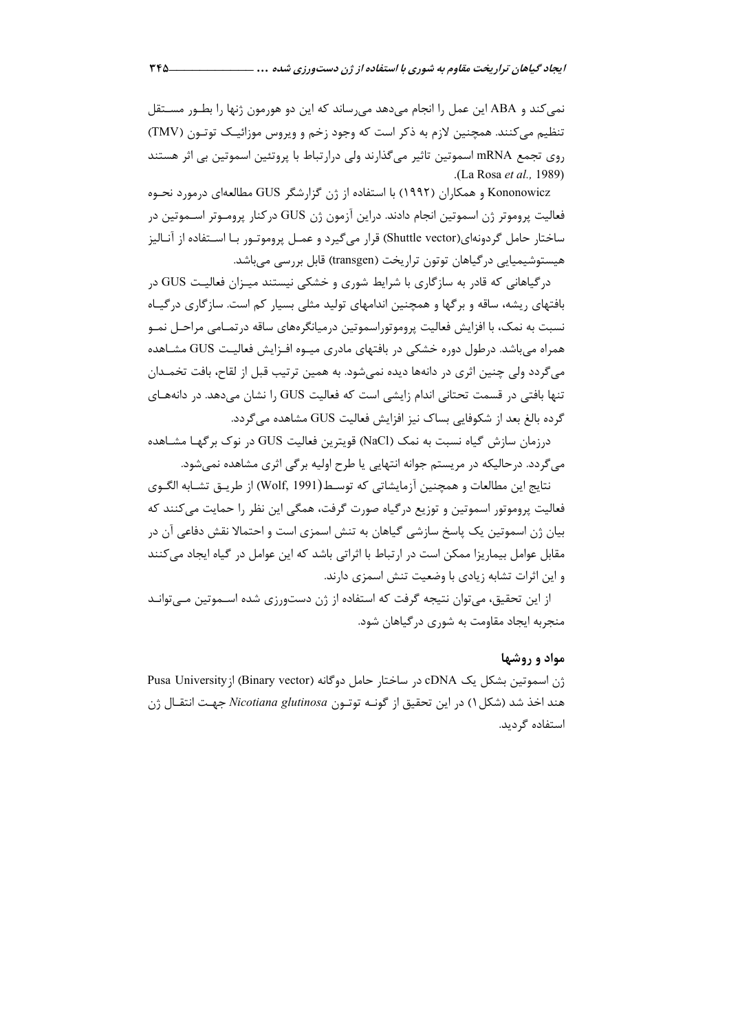نمی‌کند و ABA این عمل را انجام می‌دهد می‌رساند که این دو هورمون ژنها را بطـور مسـتقل تنظیم می‌کنند. همچنین لازم به ذکر است که وجود زخم و ویروس موزائیـک توتـون (TMV) روی تجمع mRNA اسموتین تاثیر می‌گذارند ولی درارتباط با پروتئین اسموتین بی اثر هستند (La Rosa *et al.,* 1989).

Kononowicz و همکاران (۱۹۹۲) با استفاده از ژن گزارشگر GUS مطالعه‌ای درمورد نحـوه فعالیت پروموتر ژن اسموتین انجام دادند. دراین آزمون ژن GUS درکنار پرومـوتر اسـموتین در ساختار حامل گردونه‌ای(Shuttle vector) قرار می‌گیرد و عمـل پروموتـور بـا اسـتفاده از آنـالیز هیستوشیمیایی درگیاهان توتون تراریخت (transgen) قابل بررسی می‌باشد.

درگیاهانی که قادر به سازگاری با شرایط شوری و خشکی نیستند میـزان فعالیـت GUS در بافتهای ریشه، ساقه و برگها و همچنین اندامهای تولید مثلی بسیار کم است. سازگاری درگیـاه نسبت به نمک، با افزایش فعالیت پروموتوراسموتین درمیانگره‌های ساقه درتمـامی مراحـل نمـو همراه می‌باشد. درطول دوره خشکی در بافتهای مادری میـوه افـزایش فعالیـت GUS مشـاهده می‌گردد ولی چنین اثری در دانه‌ها دیده نمی‌شود. به همین ترتیب قبل از لقاح، بافت تخمـدان تنها بافتی در قسمت تحتانی اندام زایشی است که فعالیت GUS را نشان می‌دهد. در دانه‌هـای گرده بالغ بعد از شکوفایی بساک نیز افزایش فعالیت GUS مشاهده می‌گردد.

درزمان سازش گیاه نسبت به نمک (NaCl) قویترین فعالیت GUS در نوک برگهـا مشـاهده می‌گردد. درحالیکه در مریستم جوانه انتهایی یا طرح اولیه برگی اثری مشاهده نمی‌شود.

نتایج این مطالعات و همچنین آزمایشاتی که توسـط(Wolf, 1991) از طریـق تشـابه الگـوی فعالیت پروموتور اسموتین و توزیع درگیاه صورت گرفت، همگی این نظر را حمایت می‌کنند که بیان ژن اسموتین یک پاسخ سازشی گیاهان به تنش اسمزی است و احتمالا نقش دفاعی آن در مقابل عوامل بیماریزا ممکن است در ارتباط با اثراتی باشد که این عوامل در گیاه ایجاد می‌کنند و این اثرات تشابه زیادی با وضعیت تنش اسمزی دارند.

از این تحقیق، می‌توان نتیجه گرفت که استفاده از ژن دستورزی شده اسـموتین مـی‌توانـد منجربه ایجاد مقاومت به شوری درگیاهان شود.

## مواد و روشها

ژن اسموتین بشکل یک cDNA در ساختار حامل دوگانه (Binary vector) از Pusa University هند اخذ شد (شکل۱) در این تحقیق از گونـه توتـون *Nicotiana glutinosa* جهـت انتقـال ژن استفاده گردید.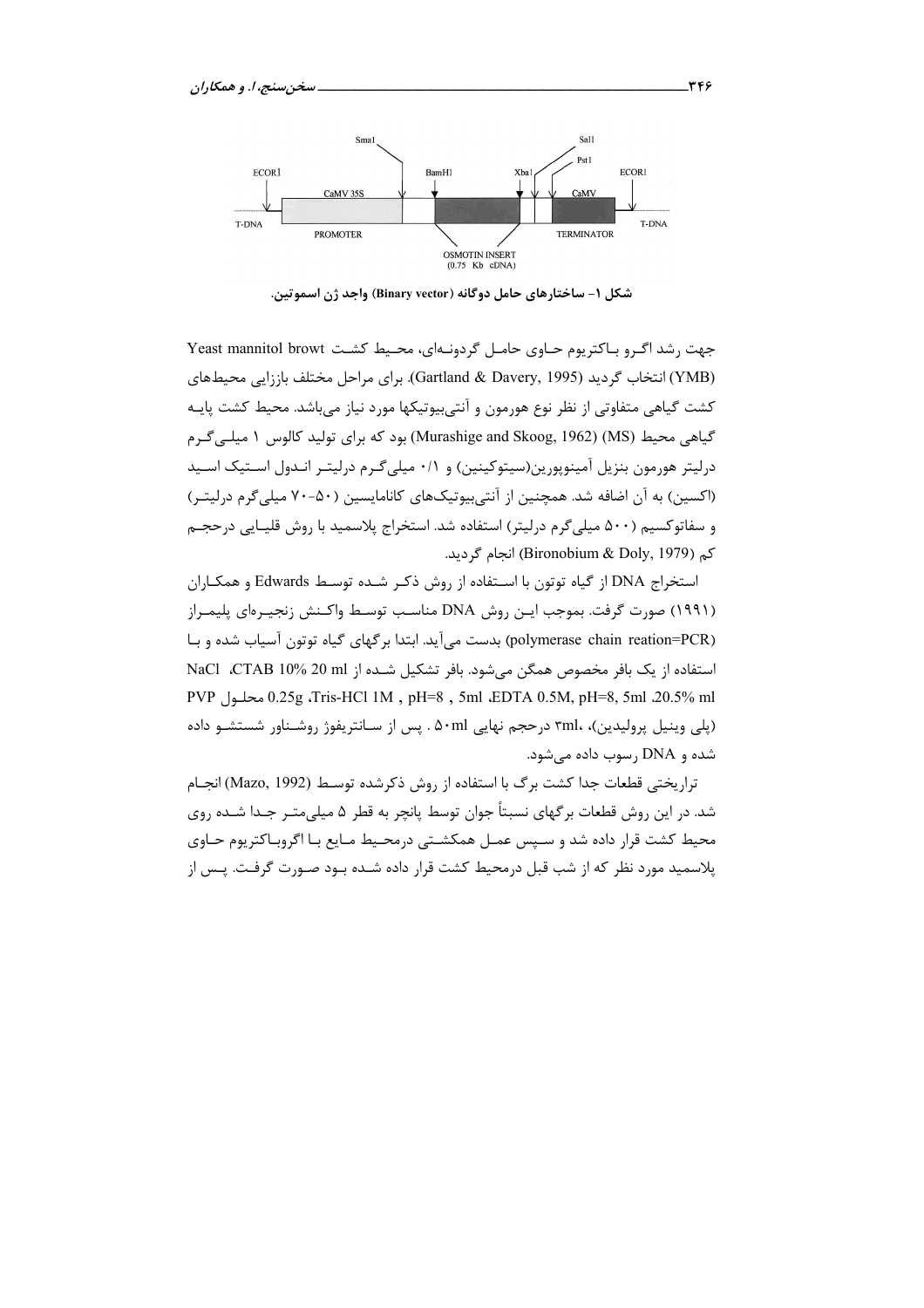شکل ۱- ساختارهای حامل دوگانه (Binary vector) واجد ژن اسموتین.

جهت رشد اگرو باکتریوم حاوی حامل گردونه‌ای، محیط کشت Yeast mannitol browt (YMB) انتخاب گردید (Gartland & Davery, 1995). برای مراحل مختلف باززایی محیط‌های کشت گیاهی متفاوتی از نظر نوع هورمون و آنتی‌بیوتیکها مورد نیاز می‌باشد. محیط کشت پایه گیاهی محیط (MS) (Murashige and Skoog, 1962) بود که برای تولید کالوس ۱ میلی‌گرم درلیتر هورمون بنزیل آمینوپورین(سیتوکینین) و ۰/۱ میلی‌گرم درلیتر اندول استیک اسید (اکسین) به آن اضافه شد. همچنین از آنتی‌بیوتیک‌های کانامایسین (۵۰-۷۰ میلی‌گرم درلیتر) و سفاتوکسیم (۵۰۰ میلی‌گرم درلیتر) استفاده شد. استخراج پلاسمید با روش قلیایی درحجم کم (Bironobium & Doly, 1979) انجام گردید.

استخراج DNA از گیاه توتون با استفاده از روش ذکر شده توسط Edwards و همکاران (۱۹۹۱) صورت گرفت. بموجب این روش DNA مناسب توسط واکنش زنجیره‌ای پلیمراز (polymerase chain reation=PCR) بدست می‌آید. ابتدا برگهای گیاه توتون آسیاب شده و با استفاده از یک بافر مخصوص همگن می‌شود. بافر تشکیل شده از NaCl ،CTAB 10% 20 ml ،20.5% ml ،EDTA 0.5M, pH=8, 5ml ،Tris-HCl 1M , pH=8 , 5ml محلول PVP 0.25g (پلی وینیل پرولیدین)، ۳ml، درحجم نهایی ۵۰ml . پس از سانتریفوژ روشناور شستشو داده شده و DNA رسوب داده می‌شود.

تراریختی قطعات جدا کشت برگ با استفاده از روش ذکرشده توسط (Mazo, 1992) انجام شد. در این روش قطعات برگهای نسبتاً جوان توسط پانچر به قطر ۵ میلی‌متر جدا شده روی محیط کشت قرار داده شد و سپس عمل همکشتی درمحیط مایع با اگروباکتریوم حاوی پلاسمید مورد نظر که از شب قبل درمحیط کشت قرار داده شده بود صورت گرفت. پس از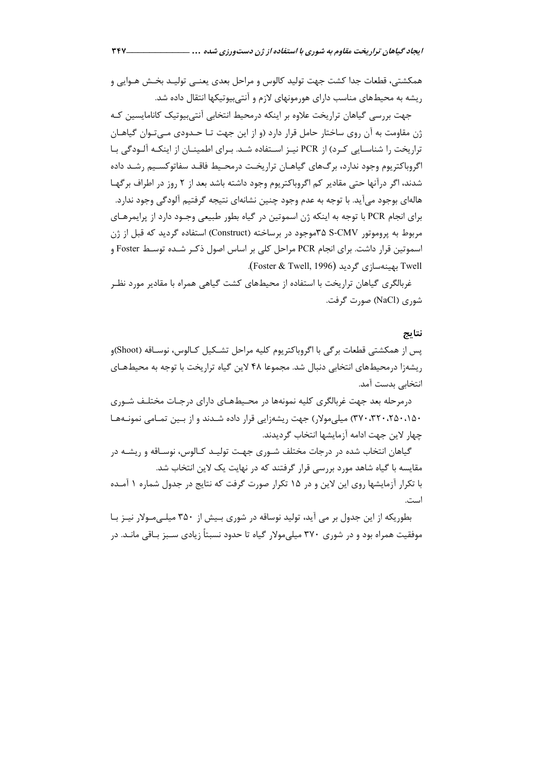همکشتی، قطعات جدا کشت جهت تولید کالوس و مراحل بعدی یعنـی تولیـد بخـش هـوایی و ریشه به محیط‌های مناسب دارای هورمونهای لازم و آنتی‌بیوتیکها انتقال داده شد.

جهت بررسی گیاهان تراریخت علاوه بر اینکه درمحیط انتخابی آنتی‌بیوتیک کانامایسین کـه ژن مقاومت به آن روی ساختار حامل قرار دارد (و از این جهت تـا حـدودی مـی‌تـوان گیاهـان تراریخت را شناسـایی کـرد) از PCR نیـز اسـتفاده شـد. بـرای اطمینـان از اینکـه آلـودگی بـا اگروباکتریوم وجود ندارد، برگ‌های گیاهـان تراریخـت درمحـیط فاقـد سفاتوکسـیم رشـد داده شدند، اگر درآنها حتی مقادیر کم اگروباکتریوم وجود داشته باشد بعد از ۲ روز در اطراف برگهـا هاله‌ای بوجود می‌آید. با توجه به عدم وجود چنین نشانه‌ای نتیجه گرفتیم آلودگی وجود ندارد. برای انجام PCR با توجه به اینکه ژن اسموتین در گیاه بطور طبیعی وجـود دارد از پرایمرهـای مربوط به پروموتور S-CMV ۳۵موجود در برساخته (Construct) استفاده گردید که قبل از ژن اسموتین قرار داشت. برای انجام PCR مراحل کلی بر اساس اصول ذکـر شـده توسـط Foster و Twell بهینه‌سازی گردید (Foster & Twell, 1996).

غربالگری گیاهان تراریخت با استفاده از محیط‌های کشت گیاهی همراه با مقادیر مورد نظـر شوری (NaCl) صورت گرفت.

## نتایج

پس از همکشتی قطعات برگی با اگروباکتریوم کلیه مراحل تشـکیل کـالوس، نوسـاقه (Shoot)و ریشه‌زا درمحیط‌های انتخابی دنبال شد. مجموعا ۴۸ لاین گیاه تراریخت با توجه به محیط‌هـای انتخابی بدست آمد.

درمرحله بعد جهت غربالگری کلیه نمونه‌ها در محـیط‌هـای دارای درجـات مختلـف شـوری ۱۵۰، ۲۵۰، ۳۲۰، ۳۷۰) میلی‌مولار) جهت ریشه‌زایی قرار داده شـدند و از بـین تمـامی نمونـه‌هـا چهار لاین جهت ادامه آزمایشها انتخاب گردیدند.

گیاهان انتخاب شده در درجات مختلف شـوری جهـت تولیـد کـالوس، نوسـاقه و ریشـه در مقایسه با گیاه شاهد مورد بررسی قرار گرفتند که در نهایت یک لاین انتخاب شد.

با تکرار آزمایشها روی این لاین و در ۱۵ تکرار صورت گرفت که نتایج در جدول شماره ۱ آمـده است.

بطوریکه از این جدول بر می آید، تولید نوساقه در شوری بـیش از ۳۵۰ میلـی‌مـولار نیـز بـا موفقیت همراه بود و در شوری ۳۷۰ میلی‌مولار گیاه تا حدود نسبتاً زیادی سـبز بـاقی مانـد. در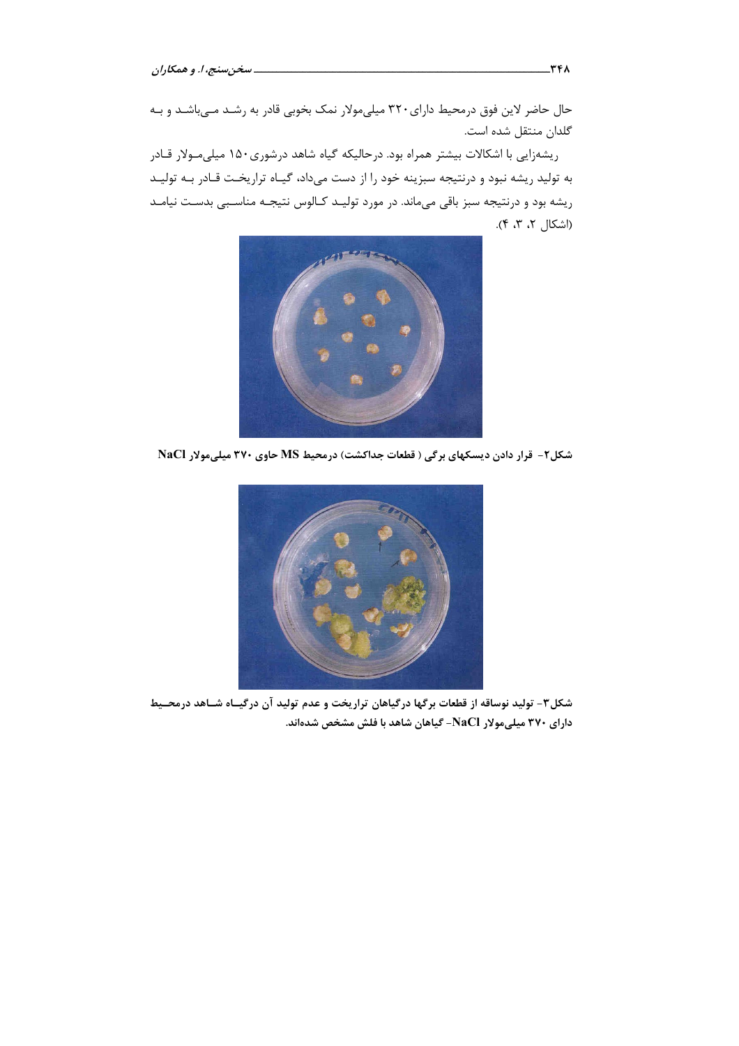حال حاضر لاین فوق درمحیط دارای ۳۲۰ میلی‌مولار نمک بخوبی قادر به رشـد مـی‌باشـد و بـه گلدان منتقل شده است.

ریشه‌زایی با اشکالات بیشتر همراه بود. درحالیکه گیاه شاهد درشوری ۱۵۰ میلی‌مـولار قـادر به تولید ریشه نبود و درنتیجه سبزینه خود را از دست می‌داد، گیـاه تراریخـت قـادر بـه تولیـد ریشه بود و درنتیجه سبز باقی می‌ماند. در مورد تولیـد کـالوس نتیجـه مناسـبی بدسـت نیامـد (اشکال ۲، ۳، ۴).

**شکل۲- قرار دادن دیسکهای برگی ( قطعات جداکشت) درمحیط MS حاوی ۳۷۰ میلی‌مولار NaCl**

**شکل۳- تولید نوساقه از قطعات برگها درگیاهان تراریخت و عدم تولید آن درگیـاه شـاهد درمحـیط دارای ۳۷۰ میلی‌مولار NaCl- گیاهان شاهد با فلش مشخص شده‌اند.**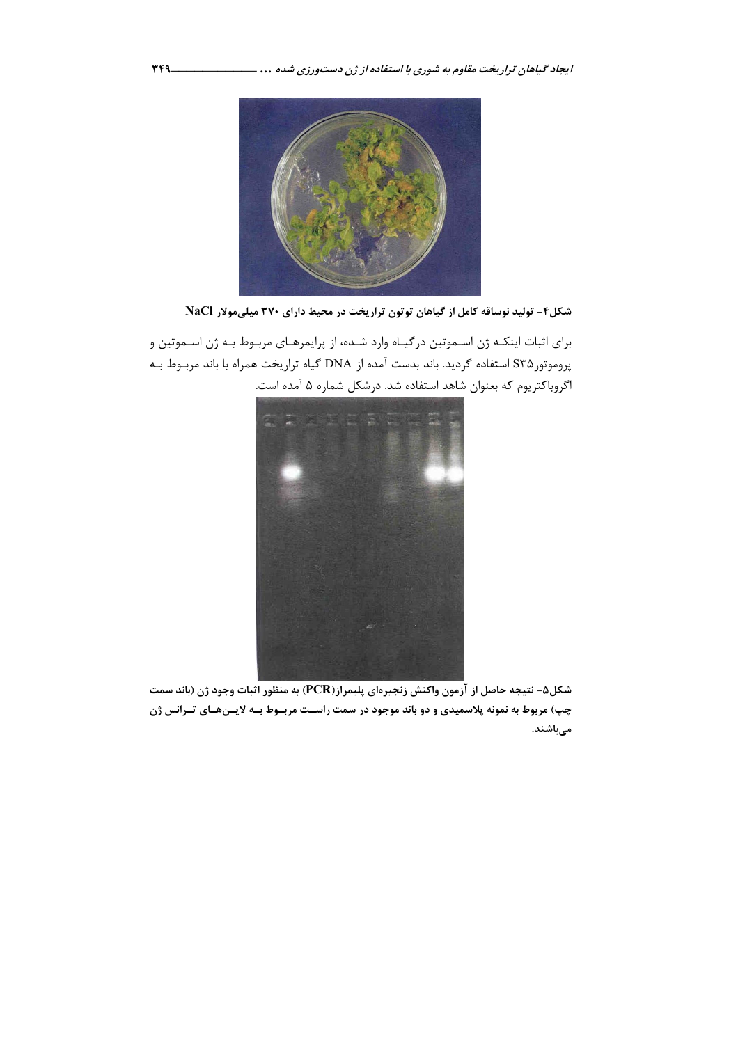شکل۴- تولید نوساقه کامل از گیاهان توتون تراریخت در محیط دارای ۳۷۰ میلی‌مولار NaCl

برای اثبات اینکـه ژن اسـموتین درگیـاه وارد شـده، از پرایمرهـای مربـوط بـه ژن اسـموتین و پروموتور S۳۵ استفاده گردید. باند بدست آمده از DNA گیاه تراریخت همراه با باند مربـوط بـه اگروباکتریوم که بعنوان شاهد استفاده شد. درشکل شماره ۵ آمده است.

شکل۵- نتیجه حاصل از آزمون واکنش زنجیره‌ای پلیمراز(PCR) به منظور اثبات وجود ژن (باند سمت چپ) مربوط به نمونه پلاسمیدی و دو باند موجود در سمت راسـت مربـوط بـه لایـن‌هـای تـرانس ژن می‌باشند.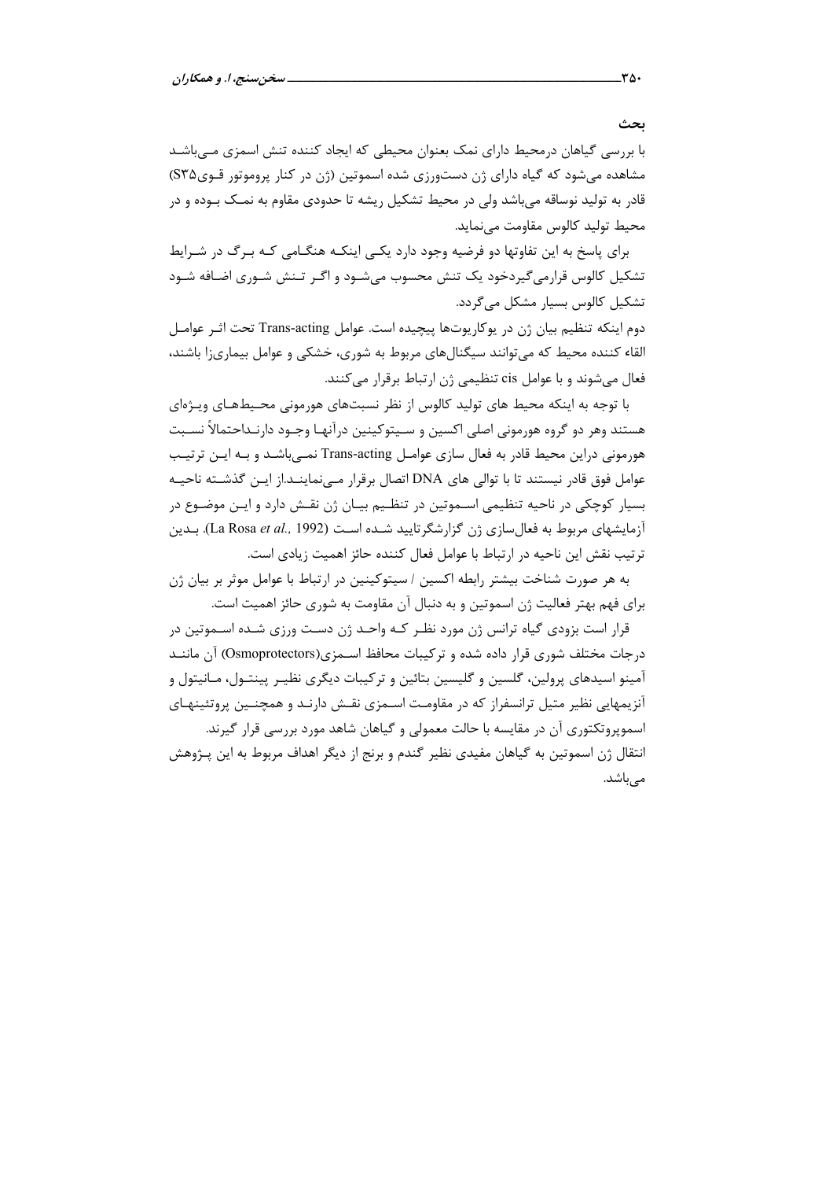## بحث

با بررسی گیاهان درمحیط دارای نمک بعنوان محیطی که ایجاد کننده تنش اسمزی می‌باشد مشاهده می‌شود که گیاه دارای ژن دست‌ورزی شده اسموتین (ژن در کنار پروموتور قوی S۳۵) قادر به تولید نوساقه می‌باشد ولی در محیط تشکیل ریشه تا حدودی مقاوم به نمک بوده و در محیط تولید کالوس مقاومت می‌نماید.

برای پاسخ به این تفاوتها دو فرضیه وجود دارد یکی اینکه هنگامی که برگ در شرایط تشکیل کالوس قرارمی‌گیردخود یک تنش محسوب می‌شود و اگر تنش شوری اضافه شود تشکیل کالوس بسیار مشکل می‌گردد.

دوم اینکه تنظیم بیان ژن در یوکاریوت‌ها پیچیده است. عوامل Trans-acting تحت اثر عوامل القاء کننده محیط که می‌توانند سیگنال‌های مربوط به شوری، خشکی و عوامل بیماری‌زا باشند، فعال می‌شوند و با عوامل cis تنظیمی ژن ارتباط برقرار می‌کنند.

با توجه به اینکه محیط های تولید کالوس از نظر نسبت‌های هورمونی محیط‌های ویژه‌ای هستند وهر دو گروه هورمونی اصلی اکسین و سیتوکینین درآنها وجود دارنداحتمالاً نسبت هورمونی دراین محیط قادر به فعال سازی عوامل Trans-acting نمی‌باشد و به این ترتیب عوامل فوق قادر نیستند تا با توالی های DNA اتصال برقرار می‌نمایند.از این گذشته ناحیه بسیار کوچکی در ناحیه تنظیمی اسموتین در تنظیم بیان ژن نقش دارد و این موضوع در آزمایشهای مربوط به فعال‌سازی ژن گزارشگرتایید شده است (La Rosa *et al.,* 1992). بدین ترتیب نقش این ناحیه در ارتباط با عوامل فعال کننده حائز اهمیت زیادی است.

به هر صورت شناخت بیشتر رابطه اکسین / سیتوکینین در ارتباط با عوامل موثر بر بیان ژن برای فهم بهتر فعالیت ژن اسموتین و به دنبال آن مقاومت به شوری حائز اهمیت است.

قرار است بزودی گیاه ترانس ژن مورد نظر که واجد ژن دست ورزی شده اسموتین در درجات مختلف شوری قرار داده شده و ترکیبات محافظ اسمزی(Osmoprotectors) آن مانند آمینو اسیدهای پرولین، گلسین و گلیسین بتائین و ترکیبات دیگری نظیر پینتول، مانیتول و آنزیمهایی نظیر متیل ترانسفراز که در مقاومت اسمزی نقش دارند و همچنین پروتئینهای اسموپروتکتوری آن در مقایسه با حالت معمولی و گیاهان شاهد مورد بررسی قرار گیرند.

انتقال ژن اسموتین به گیاهان مفیدی نظیر گندم و برنج از دیگر اهداف مربوط به این پژوهش می‌باشد.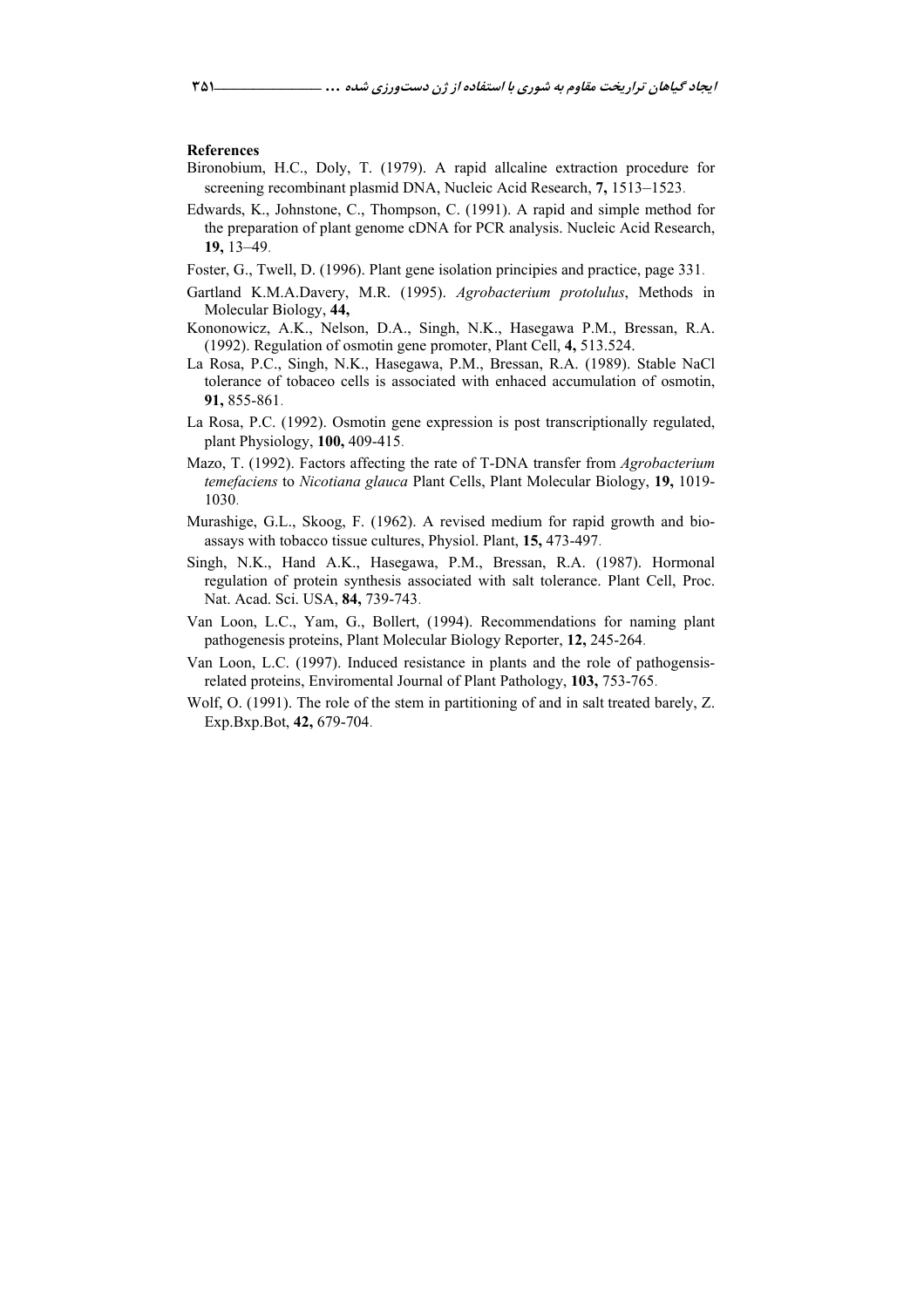**References**

Bironobium, H.C., Doly, T. (1979). A rapid allcaline extraction procedure for screening recombinant plasmid DNA, Nucleic Acid Research, **7,** 1513–1523.

Edwards, K., Johnstone, C., Thompson, C. (1991). A rapid and simple method for the preparation of plant genome cDNA for PCR analysis. Nucleic Acid Research, **19,** 13–49.

Foster, G., Twell, D. (1996). Plant gene isolation principies and practice, page 331.

Gartland K.M.A.Davery, M.R. (1995). *Agrobacterium protolulus*, Methods in Molecular Biology, **44,**

Kononowicz, A.K., Nelson, D.A., Singh, N.K., Hasegawa P.M., Bressan, R.A. (1992). Regulation of osmotin gene promoter, Plant Cell, **4,** 513.524.

La Rosa, P.C., Singh, N.K., Hasegawa, P.M., Bressan, R.A. (1989). Stable NaCl tolerance of tobaceo cells is associated with enhaced accumulation of osmotin, **91,** 855-861.

La Rosa, P.C. (1992). Osmotin gene expression is post transcriptionally regulated, plant Physiology, **100,** 409-415.

Mazo, T. (1992). Factors affecting the rate of T-DNA transfer from *Agrobacterium temefaciens* to *Nicotiana glauca* Plant Cells, Plant Molecular Biology, **19,** 1019-1030.

Murashige, G.L., Skoog, F. (1962). A revised medium for rapid growth and bio-assays with tobacco tissue cultures, Physiol. Plant, **15,** 473-497.

Singh, N.K., Hand A.K., Hasegawa, P.M., Bressan, R.A. (1987). Hormonal regulation of protein synthesis associated with salt tolerance. Plant Cell, Proc. Nat. Acad. Sci. USA, **84,** 739-743.

Van Loon, L.C., Yam, G., Bollert, (1994). Recommendations for naming plant pathogenesis proteins, Plant Molecular Biology Reporter, **12,** 245-264.

Van Loon, L.C. (1997). Induced resistance in plants and the role of pathogensis-related proteins, Enviromental Journal of Plant Pathology, **103,** 753-765.

Wolf, O. (1991). The role of the stem in partitioning of and in salt treated barely, Z. Exp.Bxp.Bot, **42,** 679-704.